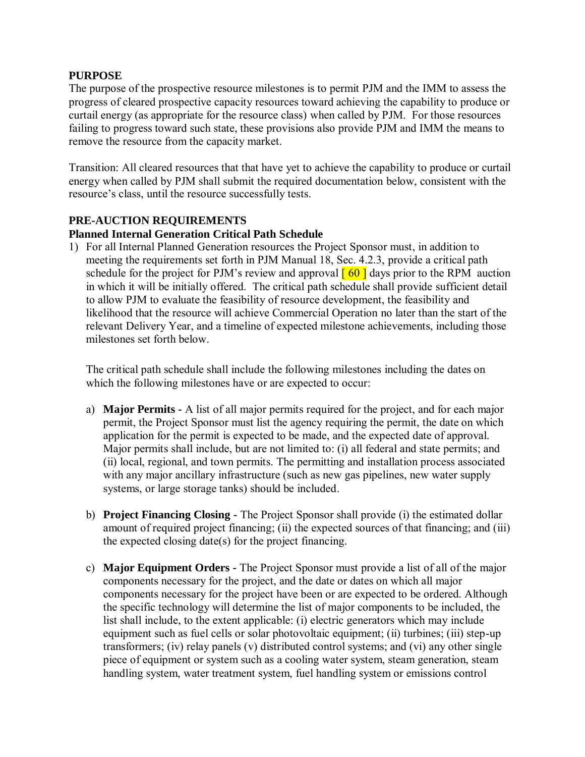**PURPOSE**

The purpose of the prospective resource milestones is to permit PJM and the IMM to assess the progress of cleared prospective capacity resources toward achieving the capability to produce or curtail energy (as appropriate for the resource class) when called by PJM. For those resources failing to progress toward such state, these provisions also provide PJM and IMM the means to remove the resource from the capacity market.

Transition: All cleared resources that that have yet to achieve the capability to produce or curtail energy when called by PJM shall submit the required documentation below, consistent with the resource's class, until the resource successfully tests.

**PRE-AUCTION REQUIREMENTS**

**Planned Internal Generation Critical Path Schedule**

1) For all Internal Planned Generation resources the Project Sponsor must, in addition to meeting the requirements set forth in PJM Manual 18, Sec. 4.2.3, provide a critical path schedule for the project for PJM's review and approval [ 60 ] days prior to the RPM auction in which it will be initially offered. The critical path schedule shall provide sufficient detail to allow PJM to evaluate the feasibility of resource development, the feasibility and likelihood that the resource will achieve Commercial Operation no later than the start of the relevant Delivery Year, and a timeline of expected milestone achievements, including those milestones set forth below.

   The critical path schedule shall include the following milestones including the dates on which the following milestones have or are expected to occur:

   a) **Major Permits -** A list of all major permits required for the project, and for each major permit, the Project Sponsor must list the agency requiring the permit, the date on which application for the permit is expected to be made, and the expected date of approval. Major permits shall include, but are not limited to: (i) all federal and state permits; and (ii) local, regional, and town permits. The permitting and installation process associated with any major ancillary infrastructure (such as new gas pipelines, new water supply systems, or large storage tanks) should be included.

   b) **Project Financing Closing** - The Project Sponsor shall provide (i) the estimated dollar amount of required project financing; (ii) the expected sources of that financing; and (iii) the expected closing date(s) for the project financing.

   c) **Major Equipment Orders** - The Project Sponsor must provide a list of all of the major components necessary for the project, and the date or dates on which all major components necessary for the project have been or are expected to be ordered. Although the specific technology will determine the list of major components to be included, the list shall include, to the extent applicable: (i) electric generators which may include equipment such as fuel cells or solar photovoltaic equipment; (ii) turbines; (iii) step-up transformers; (iv) relay panels (v) distributed control systems; and (vi) any other single piece of equipment or system such as a cooling water system, steam generation, steam handling system, water treatment system, fuel handling system or emissions control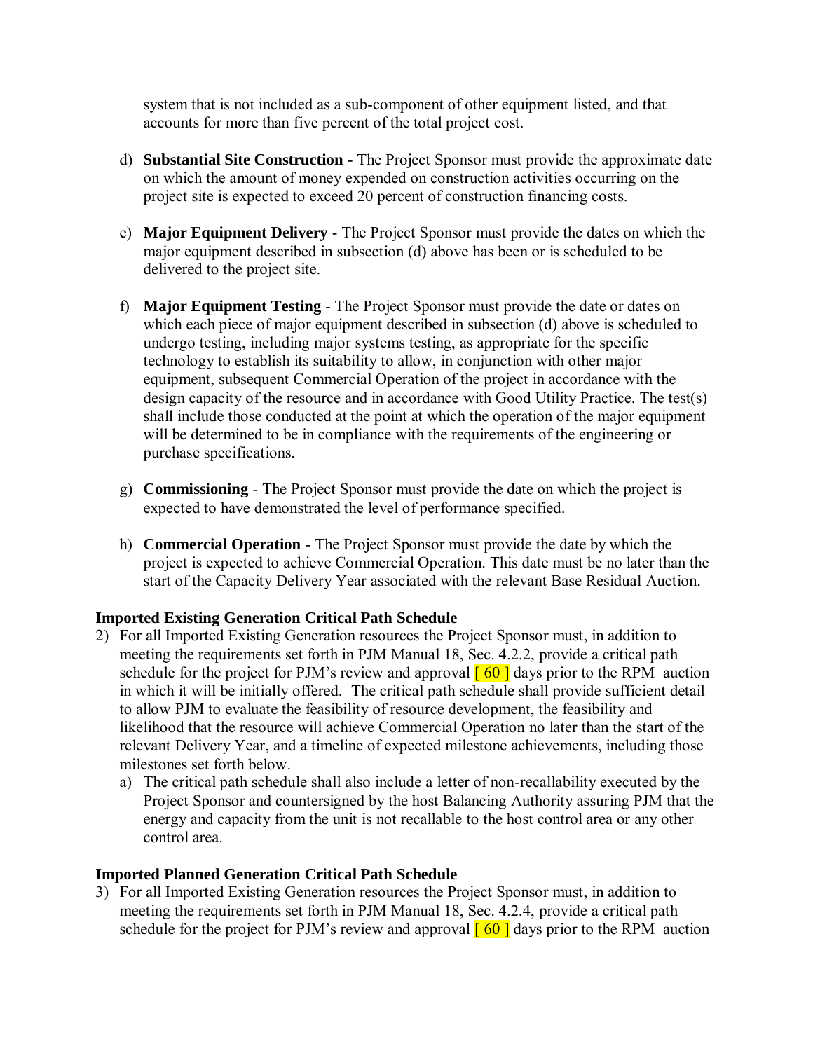system that is not included as a sub-component of other equipment listed, and that accounts for more than five percent of the total project cost.

d) **Substantial Site Construction** - The Project Sponsor must provide the approximate date on which the amount of money expended on construction activities occurring on the project site is expected to exceed 20 percent of construction financing costs.

e) **Major Equipment Delivery** - The Project Sponsor must provide the dates on which the major equipment described in subsection (d) above has been or is scheduled to be delivered to the project site.

f) **Major Equipment Testing** - The Project Sponsor must provide the date or dates on which each piece of major equipment described in subsection (d) above is scheduled to undergo testing, including major systems testing, as appropriate for the specific technology to establish its suitability to allow, in conjunction with other major equipment, subsequent Commercial Operation of the project in accordance with the design capacity of the resource and in accordance with Good Utility Practice. The test(s) shall include those conducted at the point at which the operation of the major equipment will be determined to be in compliance with the requirements of the engineering or purchase specifications.

g) **Commissioning** - The Project Sponsor must provide the date on which the project is expected to have demonstrated the level of performance specified.

h) **Commercial Operation** - The Project Sponsor must provide the date by which the project is expected to achieve Commercial Operation. This date must be no later than the start of the Capacity Delivery Year associated with the relevant Base Residual Auction.

**Imported Existing Generation Critical Path Schedule**

2) For all Imported Existing Generation resources the Project Sponsor must, in addition to meeting the requirements set forth in PJM Manual 18, Sec. 4.2.2, provide a critical path schedule for the project for PJM's review and approval [ 60 ] days prior to the RPM auction in which it will be initially offered. The critical path schedule shall provide sufficient detail to allow PJM to evaluate the feasibility of resource development, the feasibility and likelihood that the resource will achieve Commercial Operation no later than the start of the relevant Delivery Year, and a timeline of expected milestone achievements, including those milestones set forth below.
   a) The critical path schedule shall also include a letter of non-recallability executed by the Project Sponsor and countersigned by the host Balancing Authority assuring PJM that the energy and capacity from the unit is not recallable to the host control area or any other control area.

**Imported Planned Generation Critical Path Schedule**

3) For all Imported Existing Generation resources the Project Sponsor must, in addition to meeting the requirements set forth in PJM Manual 18, Sec. 4.2.4, provide a critical path schedule for the project for PJM's review and approval [ 60 ] days prior to the RPM auction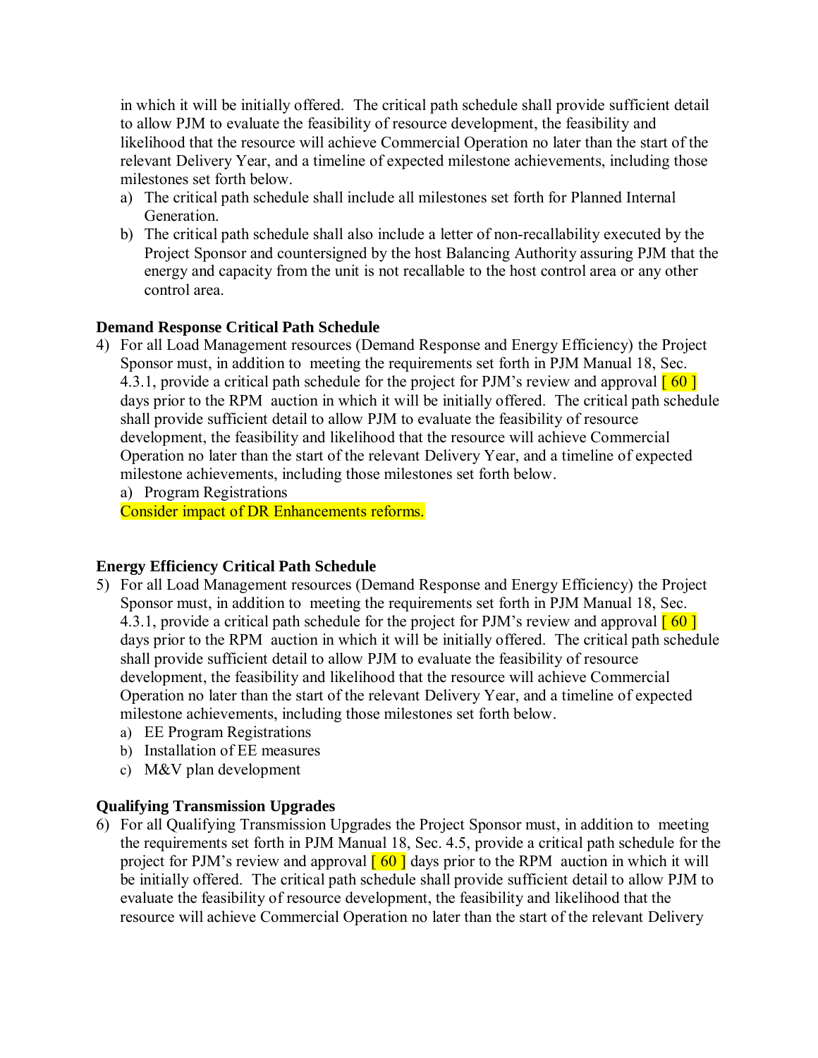in which it will be initially offered. The critical path schedule shall provide sufficient detail to allow PJM to evaluate the feasibility of resource development, the feasibility and likelihood that the resource will achieve Commercial Operation no later than the start of the relevant Delivery Year, and a timeline of expected milestone achievements, including those milestones set forth below.

a) The critical path schedule shall include all milestones set forth for Planned Internal Generation.
b) The critical path schedule shall also include a letter of non-recallability executed by the Project Sponsor and countersigned by the host Balancing Authority assuring PJM that the energy and capacity from the unit is not recallable to the host control area or any other control area.

**Demand Response Critical Path Schedule**

4) For all Load Management resources (Demand Response and Energy Efficiency) the Project Sponsor must, in addition to meeting the requirements set forth in PJM Manual 18, Sec. 4.3.1, provide a critical path schedule for the project for PJM's review and approval [ 60 ] days prior to the RPM auction in which it will be initially offered. The critical path schedule shall provide sufficient detail to allow PJM to evaluate the feasibility of resource development, the feasibility and likelihood that the resource will achieve Commercial Operation no later than the start of the relevant Delivery Year, and a timeline of expected milestone achievements, including those milestones set forth below.
   a) Program Registrations

   Consider impact of DR Enhancements reforms.

**Energy Efficiency Critical Path Schedule**

5) For all Load Management resources (Demand Response and Energy Efficiency) the Project Sponsor must, in addition to meeting the requirements set forth in PJM Manual 18, Sec. 4.3.1, provide a critical path schedule for the project for PJM's review and approval [ 60 ] days prior to the RPM auction in which it will be initially offered. The critical path schedule shall provide sufficient detail to allow PJM to evaluate the feasibility of resource development, the feasibility and likelihood that the resource will achieve Commercial Operation no later than the start of the relevant Delivery Year, and a timeline of expected milestone achievements, including those milestones set forth below.
   a) EE Program Registrations
   b) Installation of EE measures
   c) M&V plan development

**Qualifying Transmission Upgrades**

6) For all Qualifying Transmission Upgrades the Project Sponsor must, in addition to meeting the requirements set forth in PJM Manual 18, Sec. 4.5, provide a critical path schedule for the project for PJM's review and approval [ 60 ] days prior to the RPM auction in which it will be initially offered. The critical path schedule shall provide sufficient detail to allow PJM to evaluate the feasibility of resource development, the feasibility and likelihood that the resource will achieve Commercial Operation no later than the start of the relevant Delivery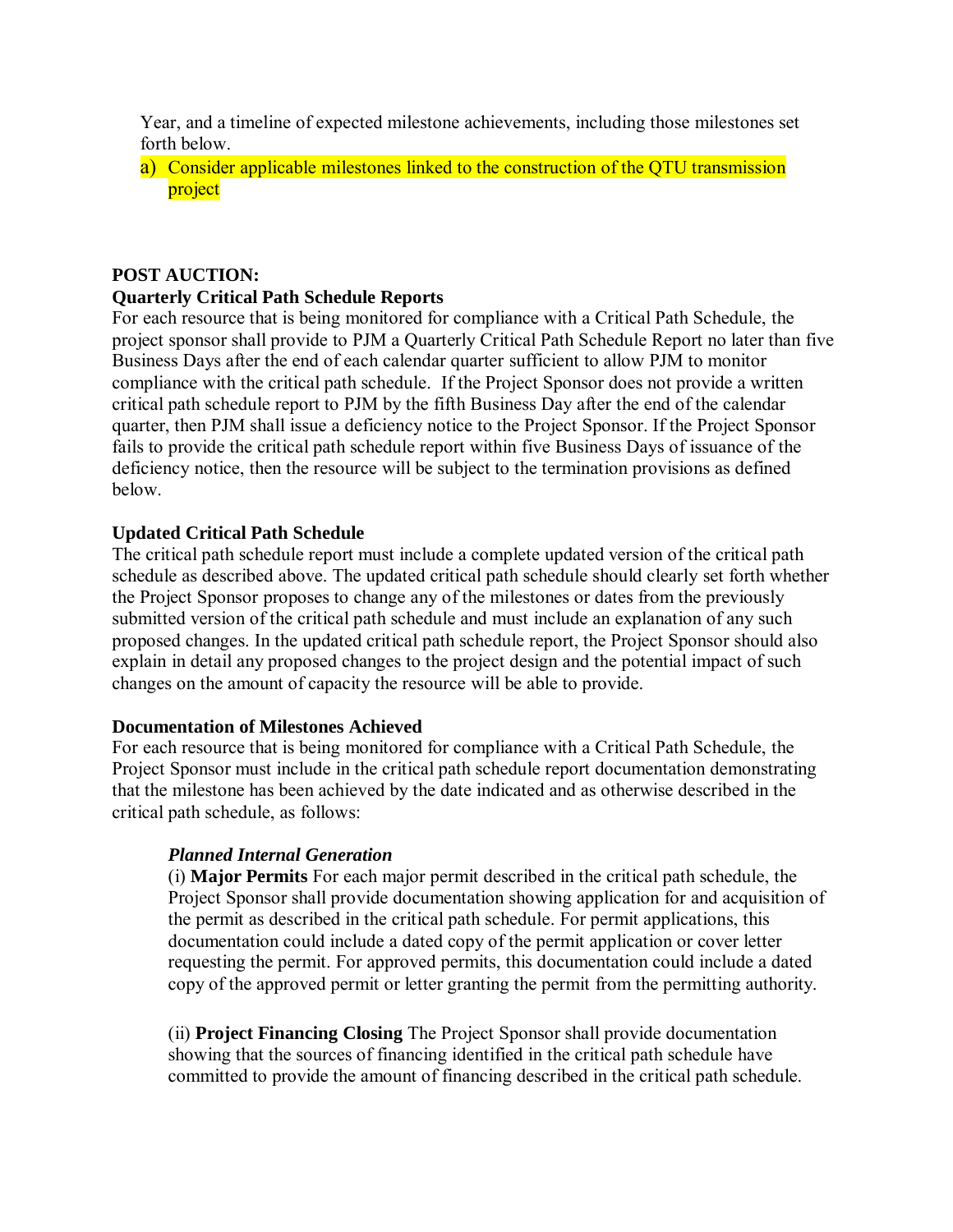Year, and a timeline of expected milestone achievements, including those milestones set forth below.

a) Consider applicable milestones linked to the construction of the QTU transmission project

**POST AUCTION:**

**Quarterly Critical Path Schedule Reports**

For each resource that is being monitored for compliance with a Critical Path Schedule, the project sponsor shall provide to PJM a Quarterly Critical Path Schedule Report no later than five Business Days after the end of each calendar quarter sufficient to allow PJM to monitor compliance with the critical path schedule. If the Project Sponsor does not provide a written critical path schedule report to PJM by the fifth Business Day after the end of the calendar quarter, then PJM shall issue a deficiency notice to the Project Sponsor. If the Project Sponsor fails to provide the critical path schedule report within five Business Days of issuance of the deficiency notice, then the resource will be subject to the termination provisions as defined below.

**Updated Critical Path Schedule**

The critical path schedule report must include a complete updated version of the critical path schedule as described above. The updated critical path schedule should clearly set forth whether the Project Sponsor proposes to change any of the milestones or dates from the previously submitted version of the critical path schedule and must include an explanation of any such proposed changes. In the updated critical path schedule report, the Project Sponsor should also explain in detail any proposed changes to the project design and the potential impact of such changes on the amount of capacity the resource will be able to provide.

**Documentation of Milestones Achieved**

For each resource that is being monitored for compliance with a Critical Path Schedule, the Project Sponsor must include in the critical path schedule report documentation demonstrating that the milestone has been achieved by the date indicated and as otherwise described in the critical path schedule, as follows:

***Planned Internal Generation***

(i) **Major Permits** For each major permit described in the critical path schedule, the Project Sponsor shall provide documentation showing application for and acquisition of the permit as described in the critical path schedule. For permit applications, this documentation could include a dated copy of the permit application or cover letter requesting the permit. For approved permits, this documentation could include a dated copy of the approved permit or letter granting the permit from the permitting authority.

(ii) **Project Financing Closing** The Project Sponsor shall provide documentation showing that the sources of financing identified in the critical path schedule have committed to provide the amount of financing described in the critical path schedule.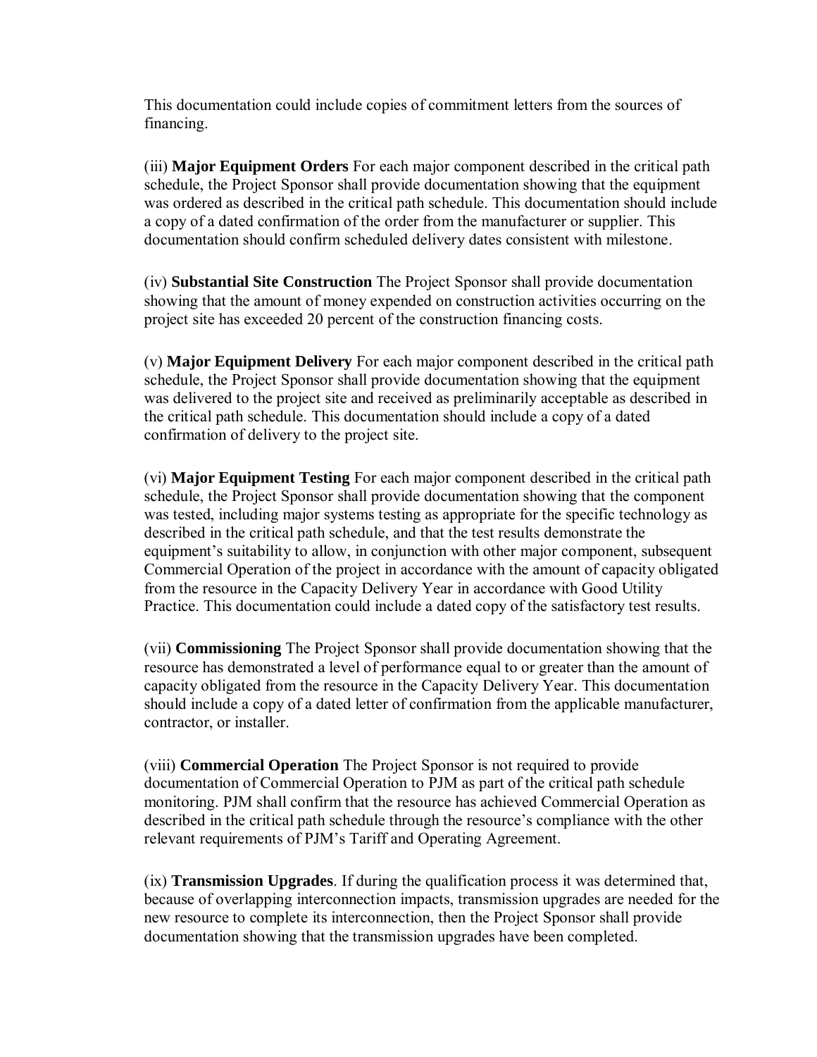This documentation could include copies of commitment letters from the sources of financing.

(iii) **Major Equipment Orders** For each major component described in the critical path schedule, the Project Sponsor shall provide documentation showing that the equipment was ordered as described in the critical path schedule. This documentation should include a copy of a dated confirmation of the order from the manufacturer or supplier. This documentation should confirm scheduled delivery dates consistent with milestone.

(iv) **Substantial Site Construction** The Project Sponsor shall provide documentation showing that the amount of money expended on construction activities occurring on the project site has exceeded 20 percent of the construction financing costs.

(v) **Major Equipment Delivery** For each major component described in the critical path schedule, the Project Sponsor shall provide documentation showing that the equipment was delivered to the project site and received as preliminarily acceptable as described in the critical path schedule. This documentation should include a copy of a dated confirmation of delivery to the project site.

(vi) **Major Equipment Testing** For each major component described in the critical path schedule, the Project Sponsor shall provide documentation showing that the component was tested, including major systems testing as appropriate for the specific technology as described in the critical path schedule, and that the test results demonstrate the equipment's suitability to allow, in conjunction with other major component, subsequent Commercial Operation of the project in accordance with the amount of capacity obligated from the resource in the Capacity Delivery Year in accordance with Good Utility Practice. This documentation could include a dated copy of the satisfactory test results.

(vii) **Commissioning** The Project Sponsor shall provide documentation showing that the resource has demonstrated a level of performance equal to or greater than the amount of capacity obligated from the resource in the Capacity Delivery Year. This documentation should include a copy of a dated letter of confirmation from the applicable manufacturer, contractor, or installer.

(viii) **Commercial Operation** The Project Sponsor is not required to provide documentation of Commercial Operation to PJM as part of the critical path schedule monitoring. PJM shall confirm that the resource has achieved Commercial Operation as described in the critical path schedule through the resource's compliance with the other relevant requirements of PJM's Tariff and Operating Agreement.

(ix) **Transmission Upgrades**. If during the qualification process it was determined that, because of overlapping interconnection impacts, transmission upgrades are needed for the new resource to complete its interconnection, then the Project Sponsor shall provide documentation showing that the transmission upgrades have been completed.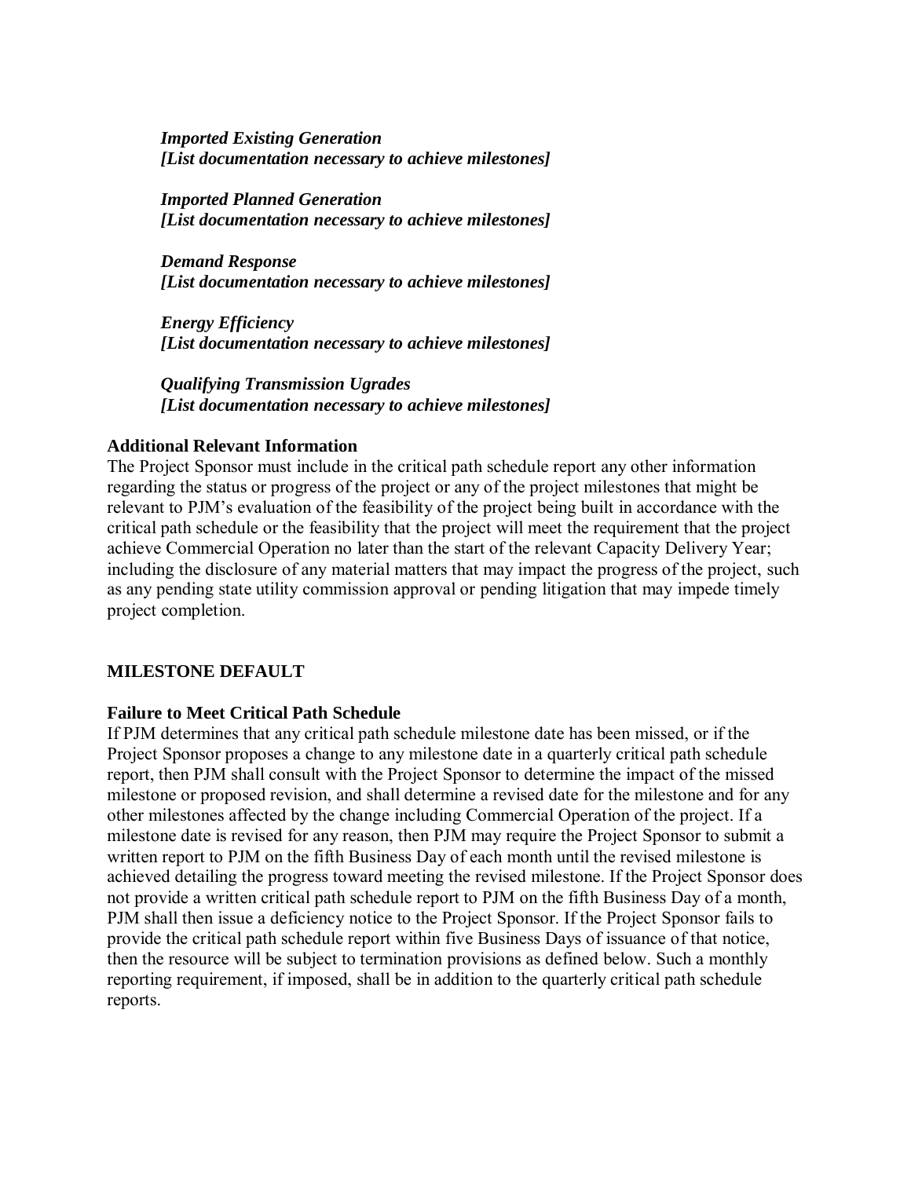***Imported Existing Generation***
***[List documentation necessary to achieve milestones]***

***Imported Planned Generation***
***[List documentation necessary to achieve milestones]***

***Demand Response***
***[List documentation necessary to achieve milestones]***

***Energy Efficiency***
***[List documentation necessary to achieve milestones]***

***Qualifying Transmission Ugrades***
***[List documentation necessary to achieve milestones]***

**Additional Relevant Information**

The Project Sponsor must include in the critical path schedule report any other information regarding the status or progress of the project or any of the project milestones that might be relevant to PJM's evaluation of the feasibility of the project being built in accordance with the critical path schedule or the feasibility that the project will meet the requirement that the project achieve Commercial Operation no later than the start of the relevant Capacity Delivery Year; including the disclosure of any material matters that may impact the progress of the project, such as any pending state utility commission approval or pending litigation that may impede timely project completion.

## MILESTONE DEFAULT

**Failure to Meet Critical Path Schedule**

If PJM determines that any critical path schedule milestone date has been missed, or if the Project Sponsor proposes a change to any milestone date in a quarterly critical path schedule report, then PJM shall consult with the Project Sponsor to determine the impact of the missed milestone or proposed revision, and shall determine a revised date for the milestone and for any other milestones affected by the change including Commercial Operation of the project. If a milestone date is revised for any reason, then PJM may require the Project Sponsor to submit a written report to PJM on the fifth Business Day of each month until the revised milestone is achieved detailing the progress toward meeting the revised milestone. If the Project Sponsor does not provide a written critical path schedule report to PJM on the fifth Business Day of a month, PJM shall then issue a deficiency notice to the Project Sponsor. If the Project Sponsor fails to provide the critical path schedule report within five Business Days of issuance of that notice, then the resource will be subject to termination provisions as defined below. Such a monthly reporting requirement, if imposed, shall be in addition to the quarterly critical path schedule reports.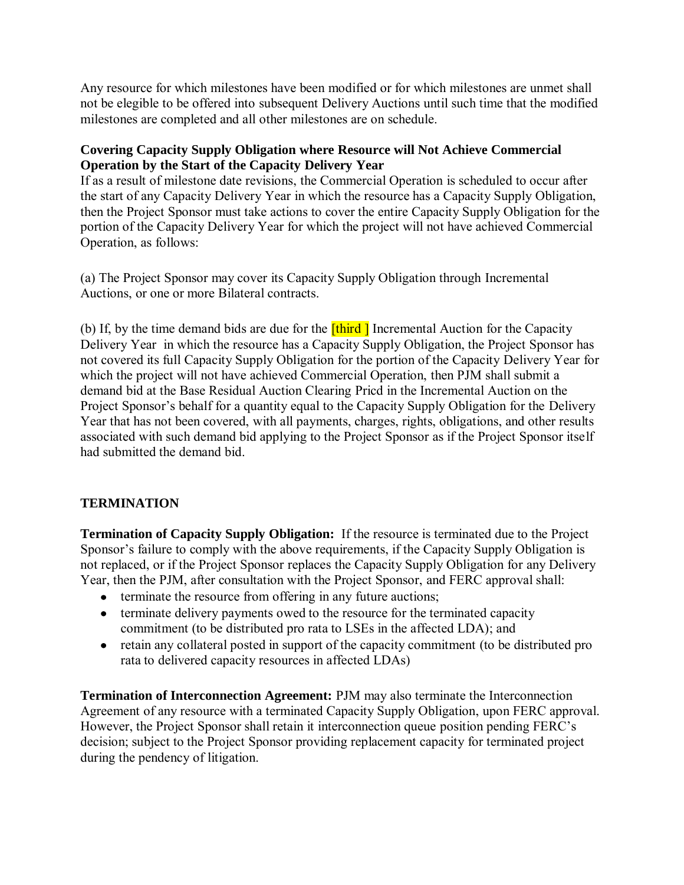Any resource for which milestones have been modified or for which milestones are unmet shall not be elegible to be offered into subsequent Delivery Auctions until such time that the modified milestones are completed and all other milestones are on schedule.

**Covering Capacity Supply Obligation where Resource will Not Achieve Commercial Operation by the Start of the Capacity Delivery Year**

If as a result of milestone date revisions, the Commercial Operation is scheduled to occur after the start of any Capacity Delivery Year in which the resource has a Capacity Supply Obligation, then the Project Sponsor must take actions to cover the entire Capacity Supply Obligation for the portion of the Capacity Delivery Year for which the project will not have achieved Commercial Operation, as follows:

(a) The Project Sponsor may cover its Capacity Supply Obligation through Incremental Auctions, or one or more Bilateral contracts.

(b) If, by the time demand bids are due for the [third ] Incremental Auction for the Capacity Delivery Year in which the resource has a Capacity Supply Obligation, the Project Sponsor has not covered its full Capacity Supply Obligation for the portion of the Capacity Delivery Year for which the project will not have achieved Commercial Operation, then PJM shall submit a demand bid at the Base Residual Auction Clearing Pricd in the Incremental Auction on the Project Sponsor's behalf for a quantity equal to the Capacity Supply Obligation for the Delivery Year that has not been covered, with all payments, charges, rights, obligations, and other results associated with such demand bid applying to the Project Sponsor as if the Project Sponsor itself had submitted the demand bid.

## TERMINATION

**Termination of Capacity Supply Obligation:** If the resource is terminated due to the Project Sponsor's failure to comply with the above requirements, if the Capacity Supply Obligation is not replaced, or if the Project Sponsor replaces the Capacity Supply Obligation for any Delivery Year, then the PJM, after consultation with the Project Sponsor, and FERC approval shall:

- terminate the resource from offering in any future auctions;
- terminate delivery payments owed to the resource for the terminated capacity commitment (to be distributed pro rata to LSEs in the affected LDA); and
- retain any collateral posted in support of the capacity commitment (to be distributed pro rata to delivered capacity resources in affected LDAs)

**Termination of Interconnection Agreement:** PJM may also terminate the Interconnection Agreement of any resource with a terminated Capacity Supply Obligation, upon FERC approval. However, the Project Sponsor shall retain it interconnection queue position pending FERC's decision; subject to the Project Sponsor providing replacement capacity for terminated project during the pendency of litigation.